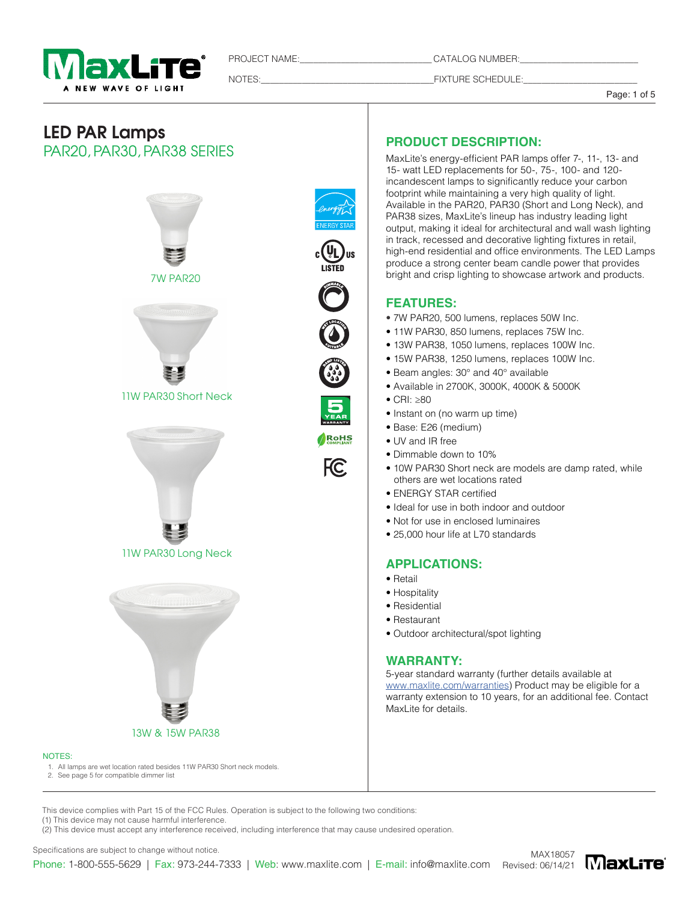PROJECT NAME:\_\_\_\_\_\_\_\_\_\_\_\_\_\_\_\_\_\_\_\_\_\_\_\_\_\_ CATALOG NUMBER:\_\_\_\_\_\_\_\_\_\_\_\_\_\_\_\_\_\_\_\_\_\_\_\_

NOTES:\_\_\_\_\_\_\_\_\_\_\_\_\_\_\_\_\_\_\_\_\_\_\_\_\_\_\_\_\_\_\_\_\_\_\_\_ FIXTURE SCHEDULE:\_\_\_\_\_\_\_\_\_\_\_\_\_\_\_\_\_\_\_\_\_\_\_\_

# LED PAR Lamps

## PAR20, PAR30, PAR38 SERIES

7W PAR20

11W PAR30 Short Neck

11W PAR30 Long Neck

13W & 15W PAR38

NOTES:

1. All lamps are wet location rated besides 11W PAR30 Short neck models.
2. See page 5 for compatible dimmer list

## PRODUCT DESCRIPTION:

MaxLite's energy-efficient PAR lamps offer 7-, 11-, 13- and 15- watt LED replacements for 50-, 75-, 100- and 120- incandescent lamps to significantly reduce your carbon footprint while maintaining a very high quality of light. Available in the PAR20, PAR30 (Short and Long Neck), and PAR38 sizes, MaxLite's lineup has industry leading light output, making it ideal for architectural and wall wash lighting in track, recessed and decorative lighting fixtures in retail, high-end residential and office environments. The LED Lamps produce a strong center beam candle power that provides bright and crisp lighting to showcase artwork and products.

## FEATURES:

- 7W PAR20, 500 lumens, replaces 50W Inc.
- 11W PAR30, 850 lumens, replaces 75W Inc.
- 13W PAR38, 1050 lumens, replaces 100W Inc.
- 15W PAR38, 1250 lumens, replaces 100W Inc.
- Beam angles: 30° and 40° available
- Available in 2700K, 3000K, 4000K & 5000K
- CRI: ≥80
- Instant on (no warm up time)
- Base: E26 (medium)
- UV and IR free
- Dimmable down to 10%
- 10W PAR30 Short neck are models are damp rated, while others are wet locations rated
- ENERGY STAR certified
- Ideal for use in both indoor and outdoor
- Not for use in enclosed luminaires
- 25,000 hour life at L70 standards

## APPLICATIONS:

- Retail
- Hospitality
- Residential
- Restaurant
- Outdoor architectural/spot lighting

## WARRANTY:

5-year standard warranty (further details available at [www.maxlite.com/warranties](http://www.maxlite.com/warranties)) Product may be eligible for a warranty extension to 10 years, for an additional fee. Contact MaxLite for details.

This device complies with Part 15 of the FCC Rules. Operation is subject to the following two conditions:
(1) This device may not cause harmful interference.
(2) This device must accept any interference received, including interference that may cause undesired operation.

Specifications are subject to change without notice.

Phone: 1-800-555-5629 | Fax: 973-244-7333 | Web: www.maxlite.com | E-mail: info@maxlite.com

MAX18057
Revised: 06/14/21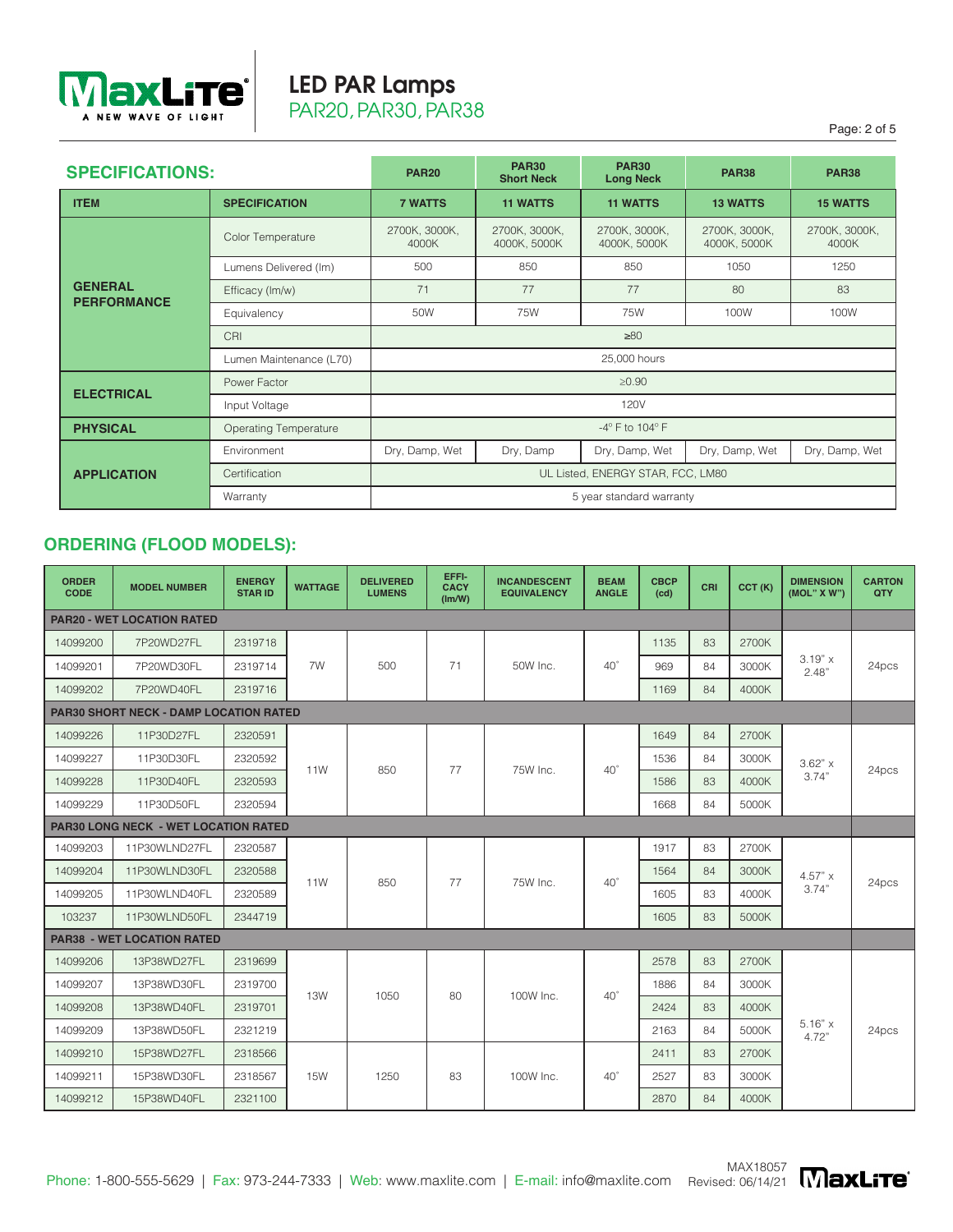# LED PAR Lamps

## PAR20, PAR30, PAR38

## SPECIFICATIONS:

| ITEM | SPECIFICATION | PAR20 7 WATTS | PAR30 Short Neck 11 WATTS | PAR30 Long Neck 11 WATTS | PAR38 13 WATTS | PAR38 15 WATTS |
|---|---|---|---|---|---|---|
| GENERAL PERFORMANCE | Color Temperature | 2700K, 3000K, 4000K | 2700K, 3000K, 4000K, 5000K | 2700K, 3000K, 4000K, 5000K | 2700K, 3000K, 4000K, 5000K | 2700K, 3000K, 4000K |
| | Lumens Delivered (lm) | 500 | 850 | 850 | 1050 | 1250 |
| | Efficacy (lm/w) | 71 | 77 | 77 | 80 | 83 |
| | Equivalency | 50W | 75W | 75W | 100W | 100W |
| | CRI | ≥80 | | | | |
| | Lumen Maintenance (L70) | 25,000 hours | | | | |
| ELECTRICAL | Power Factor | ≥0.90 | | | | |
| | Input Voltage | 120V | | | | |
| PHYSICAL | Operating Temperature | -4° F to 104° F | | | | |
| APPLICATION | Environment | Dry, Damp, Wet | Dry, Damp | Dry, Damp, Wet | Dry, Damp, Wet | Dry, Damp, Wet |
| | Certification | UL Listed, ENERGY STAR, FCC, LM80 | | | | |
| | Warranty | 5 year standard warranty | | | | |

## ORDERING (FLOOD MODELS):

| ORDER CODE | MODEL NUMBER | ENERGY STAR ID | WATTAGE | DELIVERED LUMENS | EFFI-CACY (lm/W) | INCANDESCENT EQUIVALENCY | BEAM ANGLE | CBCP (cd) | CRI | CCT (K) | DIMENSION (MOL" X W") | CARTON QTY |
|---|---|---|---|---|---|---|---|---|---|---|---|---|
| **PAR20 - WET LOCATION RATED** | | | | | | | | | | | | |
| 14099200 | 7P20WD27FL | 2319718 | 7W | 500 | 71 | 50W Inc. | 40° | 1135 | 83 | 2700K | 3.19" x 2.48" | 24pcs |
| 14099201 | 7P20WD30FL | 2319714 | 7W | 500 | 71 | 50W Inc. | 40° | 969 | 84 | 3000K | 3.19" x 2.48" | 24pcs |
| 14099202 | 7P20WD40FL | 2319716 | 7W | 500 | 71 | 50W Inc. | 40° | 1169 | 84 | 4000K | 3.19" x 2.48" | 24pcs |
| **PAR30 SHORT NECK - DAMP LOCATION RATED** | | | | | | | | | | | | |
| 14099226 | 11P30D27FL | 2320591 | 11W | 850 | 77 | 75W Inc. | 40° | 1649 | 84 | 2700K | 3.62" x 3.74" | 24pcs |
| 14099227 | 11P30D30FL | 2320592 | 11W | 850 | 77 | 75W Inc. | 40° | 1536 | 84 | 3000K | 3.62" x 3.74" | 24pcs |
| 14099228 | 11P30D40FL | 2320593 | 11W | 850 | 77 | 75W Inc. | 40° | 1586 | 83 | 4000K | 3.62" x 3.74" | 24pcs |
| 14099229 | 11P30D50FL | 2320594 | 11W | 850 | 77 | 75W Inc. | 40° | 1668 | 84 | 5000K | 3.62" x 3.74" | 24pcs |
| **PAR30 LONG NECK - WET LOCATION RATED** | | | | | | | | | | | | |
| 14099203 | 11P30WLND27FL | 2320587 | 11W | 850 | 77 | 75W Inc. | 40° | 1917 | 83 | 2700K | 4.57" x 3.74" | 24pcs |
| 14099204 | 11P30WLND30FL | 2320588 | 11W | 850 | 77 | 75W Inc. | 40° | 1564 | 84 | 3000K | 4.57" x 3.74" | 24pcs |
| 14099205 | 11P30WLND40FL | 2320589 | 11W | 850 | 77 | 75W Inc. | 40° | 1605 | 83 | 4000K | 4.57" x 3.74" | 24pcs |
| 103237 | 11P30WLND50FL | 2344719 | 11W | 850 | 77 | 75W Inc. | 40° | 1605 | 83 | 5000K | 4.57" x 3.74" | 24pcs |
| **PAR38 - WET LOCATION RATED** | | | | | | | | | | | | |
| 14099206 | 13P38WD27FL | 2319699 | 13W | 1050 | 80 | 100W Inc. | 40° | 2578 | 83 | 2700K | 5.16" x 4.72" | 24pcs |
| 14099207 | 13P38WD30FL | 2319700 | 13W | 1050 | 80 | 100W Inc. | 40° | 1886 | 84 | 3000K | 5.16" x 4.72" | 24pcs |
| 14099208 | 13P38WD40FL | 2319701 | 13W | 1050 | 80 | 100W Inc. | 40° | 2424 | 83 | 4000K | 5.16" x 4.72" | 24pcs |
| 14099209 | 13P38WD50FL | 2321219 | 13W | 1050 | 80 | 100W Inc. | 40° | 2163 | 84 | 5000K | 5.16" x 4.72" | 24pcs |
| 14099210 | 15P38WD27FL | 2318566 | 15W | 1250 | 83 | 100W Inc. | 40° | 2411 | 83 | 2700K | 5.16" x 4.72" | 24pcs |
| 14099211 | 15P38WD30FL | 2318567 | 15W | 1250 | 83 | 100W Inc. | 40° | 2527 | 83 | 3000K | 5.16" x 4.72" | 24pcs |
| 14099212 | 15P38WD40FL | 2321100 | 15W | 1250 | 83 | 100W Inc. | 40° | 2870 | 84 | 4000K | 5.16" x 4.72" | 24pcs |

Phone: 1-800-555-5629 | Fax: 973-244-7333 | Web: www.maxlite.com | E-mail: info@maxlite.com

MAX18057
Revised: 06/14/21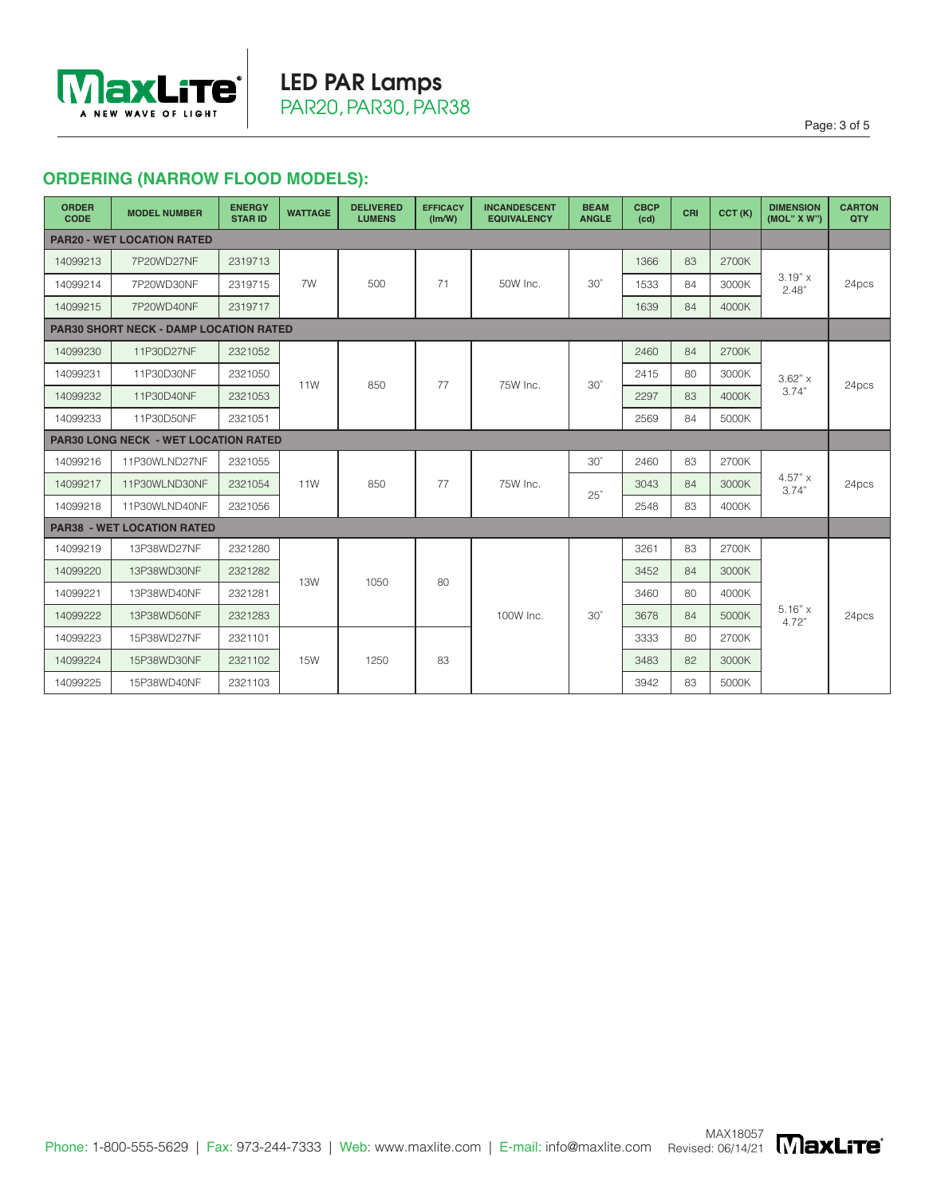## ORDERING (NARROW FLOOD MODELS):

| ORDER CODE | MODEL NUMBER | ENERGY STAR ID | WATTAGE | DELIVERED LUMENS | EFFICACY (lm/W) | INCANDESCENT EQUIVALENCY | BEAM ANGLE | CBCP (cd) | CRI | CCT (K) | DIMENSION (MOL" X W") | CARTON QTY |
|---|---|---|---|---|---|---|---|---|---|---|---|---|
| **PAR20 - WET LOCATION RATED** | | | | | | | | | | | | |
| 14099213 | 7P20WD27NF | 2319713 | 7W | 500 | 71 | 50W Inc. | 30° | 1366 | 83 | 2700K | 3.19" x 2.48" | 24pcs |
| 14099214 | 7P20WD30NF | 2319715 | 7W | 500 | 71 | 50W Inc. | 30° | 1533 | 84 | 3000K | 3.19" x 2.48" | 24pcs |
| 14099215 | 7P20WD40NF | 2319717 | 7W | 500 | 71 | 50W Inc. | 30° | 1639 | 84 | 4000K | 3.19" x 2.48" | 24pcs |
| **PAR30 SHORT NECK - DAMP LOCATION RATED** | | | | | | | | | | | | |
| 14099230 | 11P30D27NF | 2321052 | 11W | 850 | 77 | 75W Inc. | 30° | 2460 | 84 | 2700K | 3.62" x 3.74" | 24pcs |
| 14099231 | 11P30D30NF | 2321050 | 11W | 850 | 77 | 75W Inc. | 30° | 2415 | 80 | 3000K | 3.62" x 3.74" | 24pcs |
| 14099232 | 11P30D40NF | 2321053 | 11W | 850 | 77 | 75W Inc. | 30° | 2297 | 83 | 4000K | 3.62" x 3.74" | 24pcs |
| 14099233 | 11P30D50NF | 2321051 | 11W | 850 | 77 | 75W Inc. | 30° | 2569 | 84 | 5000K | 3.62" x 3.74" | 24pcs |
| **PAR30 LONG NECK - WET LOCATION RATED** | | | | | | | | | | | | |
| 14099216 | 11P30WLND27NF | 2321055 | 11W | 850 | 77 | 75W Inc. | 30° | 2460 | 83 | 2700K | 4.57" x 3.74" | 24pcs |
| 14099217 | 11P30WLND30NF | 2321054 | 11W | 850 | 77 | 75W Inc. | 25° | 3043 | 84 | 3000K | 4.57" x 3.74" | 24pcs |
| 14099218 | 11P30WLND40NF | 2321056 | 11W | 850 | 77 | 75W Inc. | 25° | 2548 | 83 | 4000K | 4.57" x 3.74" | 24pcs |
| **PAR38 - WET LOCATION RATED** | | | | | | | | | | | | |
| 14099219 | 13P38WD27NF | 2321280 | 13W | 1050 | 80 | 100W Inc. | 30° | 3261 | 83 | 2700K | 5.16" x 4.72" | 24pcs |
| 14099220 | 13P38WD30NF | 2321282 | 13W | 1050 | 80 | 100W Inc. | 30° | 3452 | 84 | 3000K | 5.16" x 4.72" | 24pcs |
| 14099221 | 13P38WD40NF | 2321281 | 13W | 1050 | 80 | 100W Inc. | 30° | 3460 | 80 | 4000K | 5.16" x 4.72" | 24pcs |
| 14099222 | 13P38WD50NF | 2321283 | 13W | 1050 | 80 | 100W Inc. | 30° | 3678 | 84 | 5000K | 5.16" x 4.72" | 24pcs |
| 14099223 | 15P38WD27NF | 2321101 | 15W | 1250 | 83 | 100W Inc. | 30° | 3333 | 80 | 2700K | 5.16" x 4.72" | 24pcs |
| 14099224 | 15P38WD30NF | 2321102 | 15W | 1250 | 83 | 100W Inc. | 30° | 3483 | 82 | 3000K | 5.16" x 4.72" | 24pcs |
| 14099225 | 15P38WD40NF | 2321103 | 15W | 1250 | 83 | 100W Inc. | 30° | 3942 | 83 | 5000K | 5.16" x 4.72" | 24pcs |

Phone: 1-800-555-5629 | Fax: 973-244-7333 | Web: www.maxlite.com | E-mail: info@maxlite.com

MAX18057
Revised: 06/14/21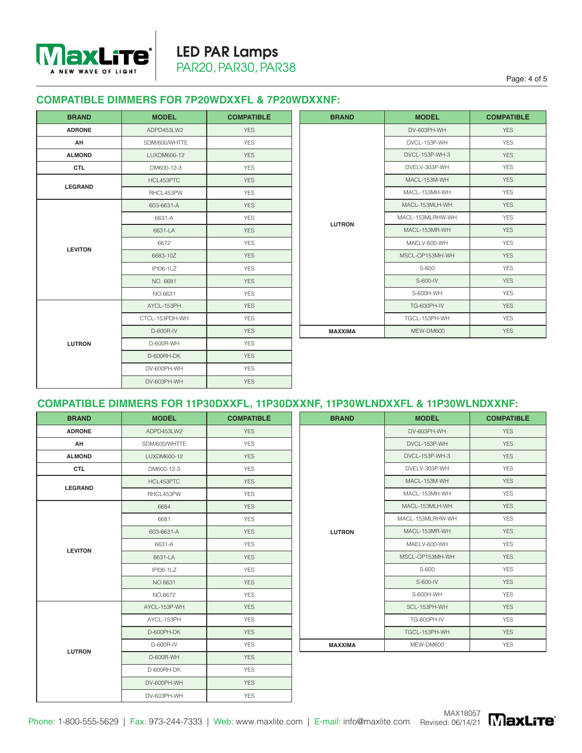## COMPATIBLE DIMMERS FOR 7P20WDXXFL & 7P20WDXXNF:

| BRAND | MODEL | COMPATIBLE |
|---|---|---|
| ADRONE | ADPD453LW2 | YES |
| AH | SDM/600/WHTTE | YES |
| ALMOND | LUXDM600-12 | YES |
| CTL | DM600-12-3 | YES |
| LEGRAND | HCL453PTC | YES |
| | RHCL453PW | YES |
| LEVITON | 603-6631-A | YES |
| | 6631-A | YES |
| | 6631-LA | YES |
| | 6672 | YES |
| | 6683-10Z | YES |
| | IPI06-1LZ | YES |
| | NO. 6681 | YES |
| | NO.6631 | YES |
| LUTRON | AYCL-153PH | YES |
| | CTCL-153PDH-WH | YES |
| | D-600R-IV | YES |
| | D-600R-WH | YES |
| | D-600RH-DK | YES |
| | DV-600PH-WH | YES |
| | DV-603PH-WH | YES |

| BRAND | MODEL | COMPATIBLE |
|---|---|---|
| LUTRON | DV-603PH-WH | YES |
| | DVCL-153P-WH | YES |
| | DVCL-153P-WH-3 | YES |
| | DVELV-303P-WH | YES |
| | MACL-153M-WH | YES |
| | MACL-153MH-WH | YES |
| | MACL-153MLH-WH | YES |
| | MACL-153MLRHW-WH | YES |
| | MACL-153MR-WH | YES |
| | MAELV-600-WH | YES |
| | MSCL-OP153MH-WH | YES |
| | S-600 | YES |
| | S-600-IV | YES |
| | S-600H-WH | YES |
| | TG-600PH-IV | YES |
| | TGCL-153PH-WH | YES |
| MAXXIMA | MEW-DM600 | YES |

## COMPATIBLE DIMMERS FOR 11P30DXXFL, 11P30DXXNF, 11P30WLNDXXFL & 11P30WLNDXXNF:

| BRAND | MODEL | COMPATIBLE |
|---|---|---|
| ADRONE | ADPD453LW2 | YES |
| AH | SDM/600/WHTTE | YES |
| ALMOND | LUXDM600-12 | YES |
| CTL | DM600-12-3 | YES |
| LEGRAND | HCL453PTC | YES |
| | RHCL453PW | YES |
| LEVITON | 6684 | YES |
| | 6681 | YES |
| | 603-6631-A | YES |
| | 6631-A | YES |
| | 6631-LA | YES |
| | IPI06-1LZ | YES |
| | NO.6631 | YES |
| | NO.6672 | YES |
| LUTRON | AYCL-153P-WH | YES |
| | AYCL-153PH | YES |
| | D-600PH-DK | YES |
| | D-600R-IV | YES |
| | D-600R-WH | YES |
| | D-600RH-DK | YES |
| | DV-600PH-WH | YES |
| | DV-603PH-WH | YES |

| BRAND | MODEL | COMPATIBLE |
|---|---|---|
| LUTRON | DV-603PH-WH | YES |
| | DVCL-153P-WH | YES |
| | DVCL-153P-WH-3 | YES |
| | DVELV-303P-WH | YES |
| | MACL-153M-WH | YES |
| | MACL-153MH-WH | YES |
| | MACL-153MLH-WH | YES |
| | MACL-153MLRHW-WH | YES |
| | MACL-153MR-WH | YES |
| | MAELV-600-WH | YES |
| | MSCL-OP153MH-WH | YES |
| | S-600 | YES |
| | S-600-IV | YES |
| | S-600H-WH | YES |
| | SCL-153PH-WH | YES |
| | TG-600PH-IV | YES |
| | TGCL-153PH-WH | YES |
| MAXXIMA | MEW-DM600 | YES |

MAX18057
Revised: 06/14/21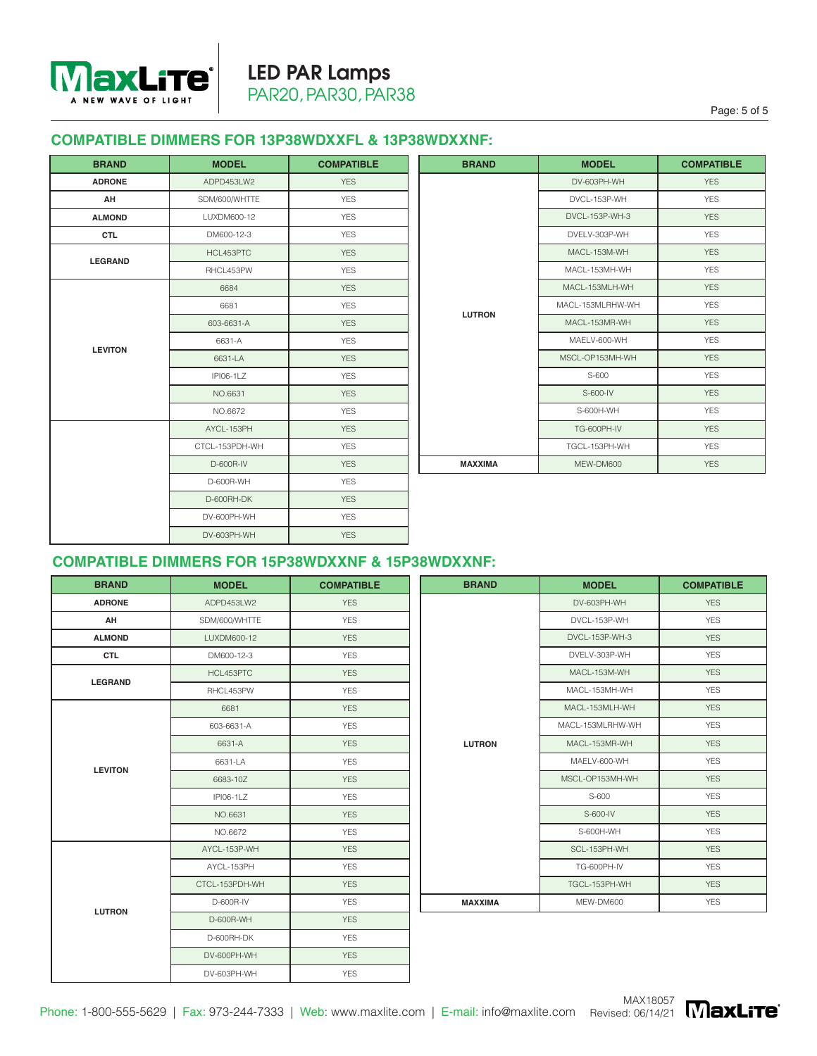## COMPATIBLE DIMMERS FOR 13P38WDXXFL & 13P38WDXXNF:

| BRAND | MODEL | COMPATIBLE |
|---|---|---|
| ADRONE | ADPD453LW2 | YES |
| AH | SDM/600/WHTTE | YES |
| ALMOND | LUXDM600-12 | YES |
| CTL | DM600-12-3 | YES |
| LEGRAND | HCL453PTC | YES |
| | RHCL453PW | YES |
| LEVITON | 6684 | YES |
| | 6681 | YES |
| | 603-6631-A | YES |
| | 6631-A | YES |
| | 6631-LA | YES |
| | IPI06-1LZ | YES |
| | NO.6631 | YES |
| | NO.6672 | YES |
| | AYCL-153PH | YES |
| | CTCL-153PDH-WH | YES |
| | D-600R-IV | YES |
| | D-600R-WH | YES |
| | D-600RH-DK | YES |
| | DV-600PH-WH | YES |
| | DV-603PH-WH | YES |
| LUTRON | DV-603PH-WH | YES |
| | DVCL-153P-WH | YES |
| | DVCL-153P-WH-3 | YES |
| | DVELV-303P-WH | YES |
| | MACL-153M-WH | YES |
| | MACL-153MH-WH | YES |
| | MACL-153MLH-WH | YES |
| | MACL-153MLRHW-WH | YES |
| | MACL-153MR-WH | YES |
| | MAELV-600-WH | YES |
| | MSCL-OP153MH-WH | YES |
| | S-600 | YES |
| | S-600-IV | YES |
| | S-600H-WH | YES |
| | TG-600PH-IV | YES |
| | TGCL-153PH-WH | YES |
| MAXXIMA | MEW-DM600 | YES |

## COMPATIBLE DIMMERS FOR 15P38WDXXNF & 15P38WDXXNF:

| BRAND | MODEL | COMPATIBLE |
|---|---|---|
| ADRONE | ADPD453LW2 | YES |
| AH | SDM/600/WHTTE | YES |
| ALMOND | LUXDM600-12 | YES |
| CTL | DM600-12-3 | YES |
| LEGRAND | HCL453PTC | YES |
| | RHCL453PW | YES |
| LEVITON | 6681 | YES |
| | 603-6631-A | YES |
| | 6631-A | YES |
| | 6631-LA | YES |
| | 6683-10Z | YES |
| | IPI06-1LZ | YES |
| | NO.6631 | YES |
| | NO.6672 | YES |
| LUTRON | AYCL-153P-WH | YES |
| | AYCL-153PH | YES |
| | CTCL-153PDH-WH | YES |
| | D-600R-IV | YES |
| | D-600R-WH | YES |
| | D-600RH-DK | YES |
| | DV-600PH-WH | YES |
| | DV-603PH-WH | YES |
| LUTRON | DV-603PH-WH | YES |
| | DVCL-153P-WH | YES |
| | DVCL-153P-WH-3 | YES |
| | DVELV-303P-WH | YES |
| | MACL-153M-WH | YES |
| | MACL-153MH-WH | YES |
| | MACL-153MLH-WH | YES |
| | MACL-153MLRHW-WH | YES |
| | MACL-153MR-WH | YES |
| | MAELV-600-WH | YES |
| | MSCL-OP153MH-WH | YES |
| | S-600 | YES |
| | S-600-IV | YES |
| | S-600H-WH | YES |
| | SCL-153PH-WH | YES |
| | TG-600PH-IV | YES |
| | TGCL-153PH-WH | YES |
| MAXXIMA | MEW-DM600 | YES |